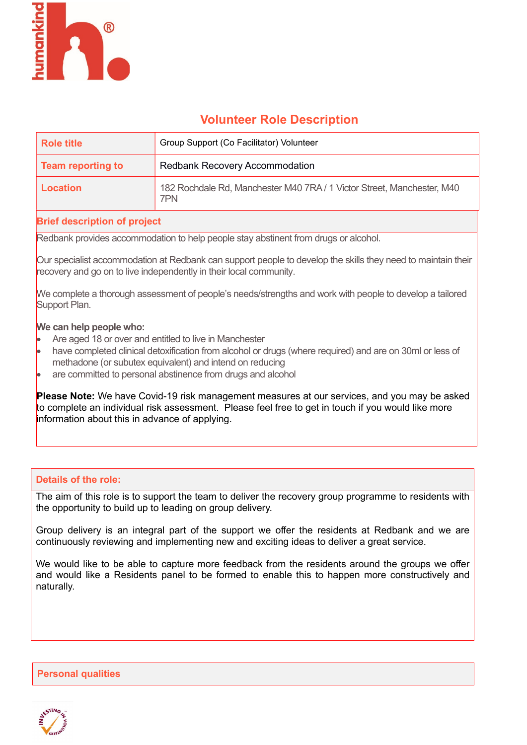# Volunteer Role Description

| Role title | Group Support (Co Facilitator) Volunteer |
|---|---|
| Team reporting to | Redbank Recovery Accommodation |
| Location | 182 Rochdale Rd, Manchester M40 7RA / 1 Victor Street, Manchester, M40 7PN |

## Brief description of project

Redbank provides accommodation to help people stay abstinent from drugs or alcohol.

Our specialist accommodation at Redbank can support people to develop the skills they need to maintain their recovery and go on to live independently in their local community.

We complete a thorough assessment of people's needs/strengths and work with people to develop a tailored Support Plan.

**We can help people who:**

- Are aged 18 or over and entitled to live in Manchester
- have completed clinical detoxification from alcohol or drugs (where required) and are on 30ml or less of methadone (or subutex equivalent) and intend on reducing
- are committed to personal abstinence from drugs and alcohol

**Please Note:** We have Covid-19 risk management measures at our services, and you may be asked to complete an individual risk assessment. Please feel free to get in touch if you would like more information about this in advance of applying.

## Details of the role:

The aim of this role is to support the team to deliver the recovery group programme to residents with the opportunity to build up to leading on group delivery.

Group delivery is an integral part of the support we offer the residents at Redbank and we are continuously reviewing and implementing new and exciting ideas to deliver a great service.

We would like to be able to capture more feedback from the residents around the groups we offer and would like a Residents panel to be formed to enable this to happen more constructively and naturally.

## Personal qualities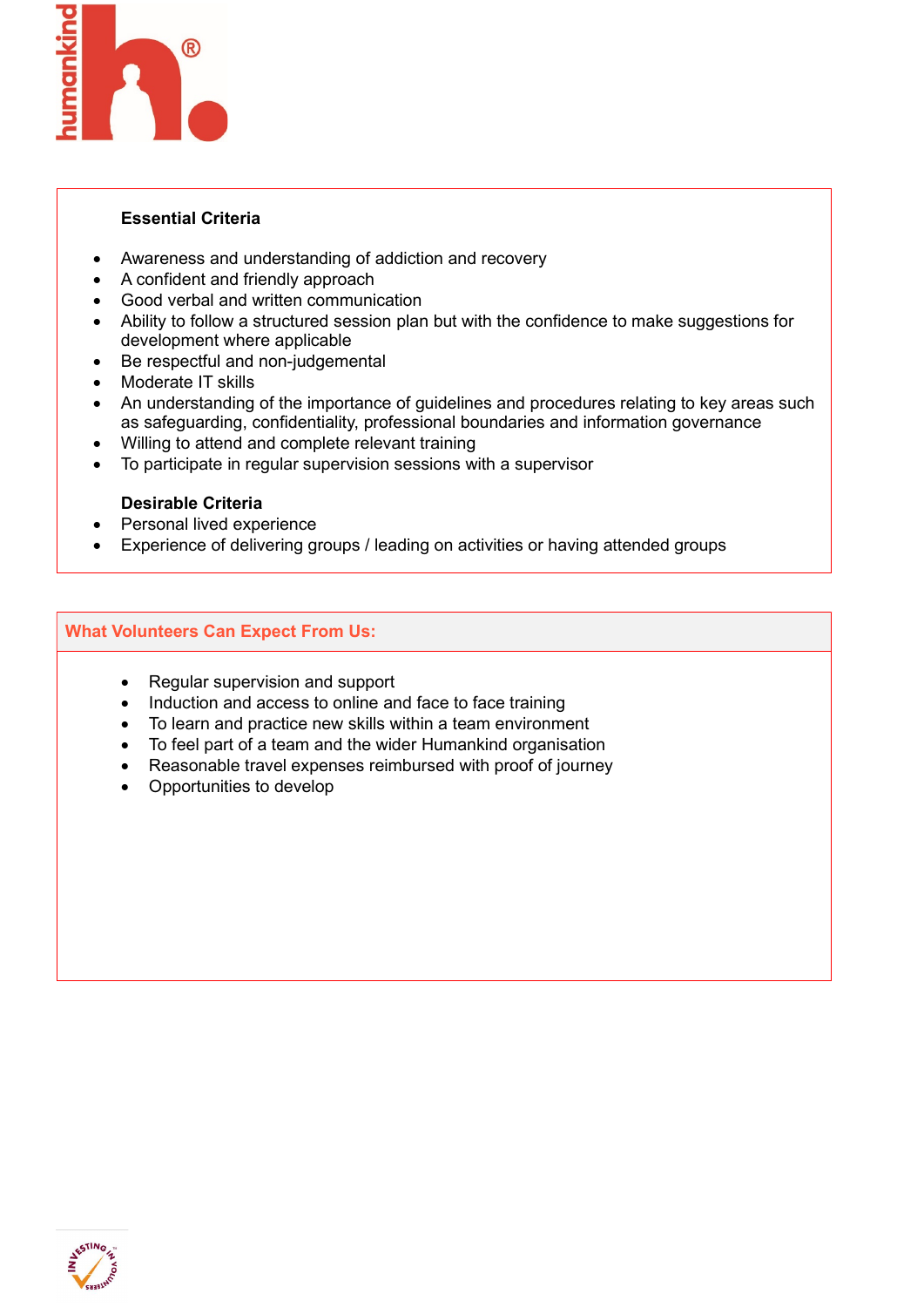**Essential Criteria**

- Awareness and understanding of addiction and recovery
- A confident and friendly approach
- Good verbal and written communication
- Ability to follow a structured session plan but with the confidence to make suggestions for development where applicable
- Be respectful and non-judgemental
- Moderate IT skills
- An understanding of the importance of guidelines and procedures relating to key areas such as safeguarding, confidentiality, professional boundaries and information governance
- Willing to attend and complete relevant training
- To participate in regular supervision sessions with a supervisor

**Desirable Criteria**

- Personal lived experience
- Experience of delivering groups / leading on activities or having attended groups

## What Volunteers Can Expect From Us:

- Regular supervision and support
- Induction and access to online and face to face training
- To learn and practice new skills within a team environment
- To feel part of a team and the wider Humankind organisation
- Reasonable travel expenses reimbursed with proof of journey
- Opportunities to develop